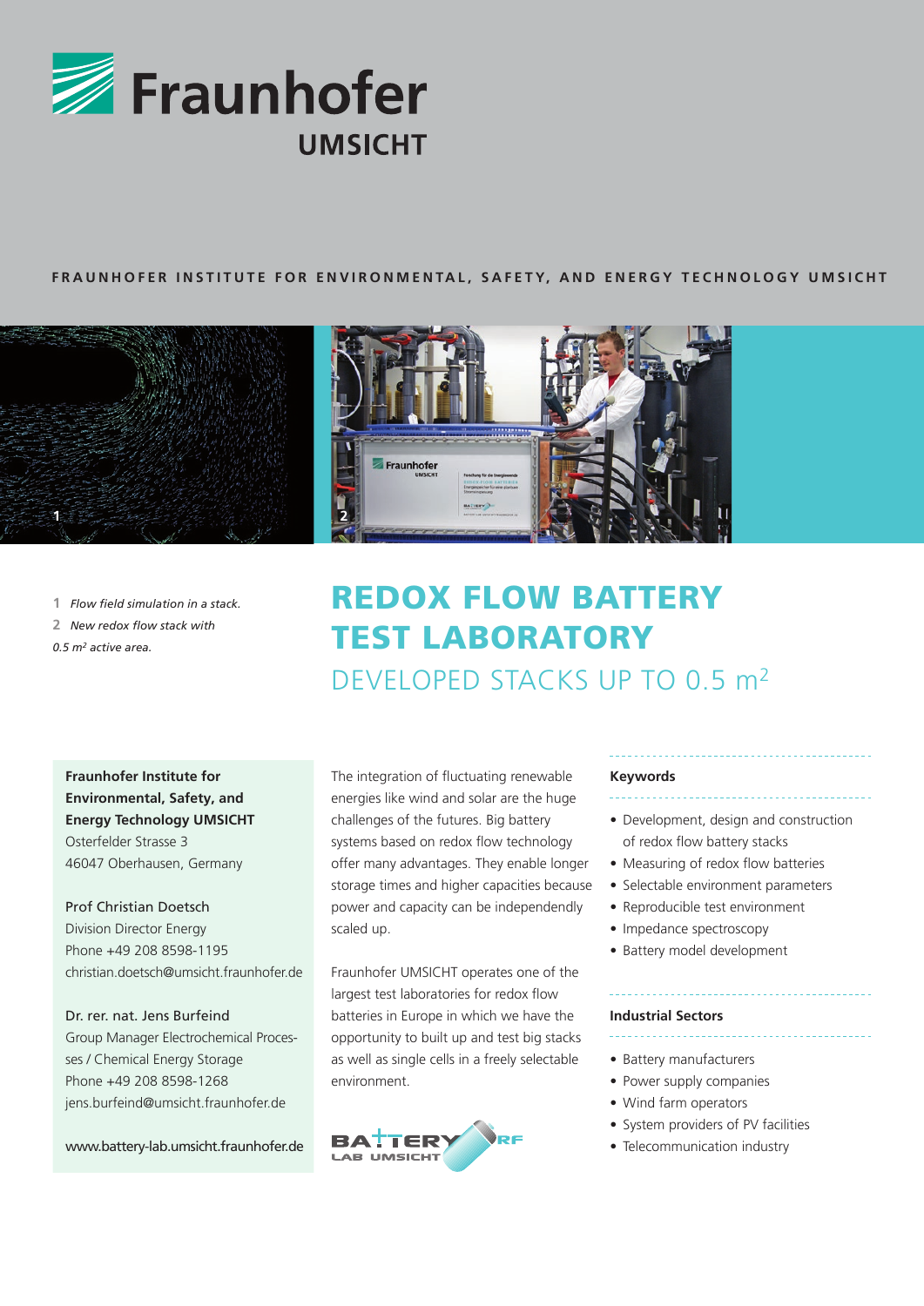Fraunhofer UMSICHT

FRAUNHOFER INSTITUTE FOR ENVIRONMENTAL, SAFETY, AND ENERGY TECHNOLOGY UMSICHT

1 *Flow field simulation in a stack.*

2 *New redox flow stack with 0.5 m² active area.*

# REDOX FLOW BATTERY TEST LABORATORY

## DEVELOPED STACKS UP TO 0.5 m²

**Fraunhofer Institute for Environmental, Safety, and Energy Technology UMSICHT**
Osterfelder Strasse 3
46047 Oberhausen, Germany

Prof Christian Doetsch
Division Director Energy
Phone +49 208 8598-1195
christian.doetsch@umsicht.fraunhofer.de

Dr. rer. nat. Jens Burfeind
Group Manager Electrochemical Processes / Chemical Energy Storage
Phone +49 208 8598-1268
jens.burfeind@umsicht.fraunhofer.de

www.battery-lab.umsicht.fraunhofer.de

The integration of fluctuating renewable energies like wind and solar are the huge challenges of the futures. Big battery systems based on redox flow technology offer many advantages. They enable longer storage times and higher capacities because power and capacity can be independendly scaled up.

Fraunhofer UMSICHT operates one of the largest test laboratories for redox flow batteries in Europe in which we have the opportunity to built up and test big stacks as well as single cells in a freely selectable environment.

BATTERY LAB UMSICHT RF

### Keywords

- Development, design and construction of redox flow battery stacks
- Measuring of redox flow batteries
- Selectable environment parameters
- Reproducible test environment
- Impedance spectroscopy
- Battery model development

### Industrial Sectors

- Battery manufacturers
- Power supply companies
- Wind farm operators
- System providers of PV facilities
- Telecommunication industry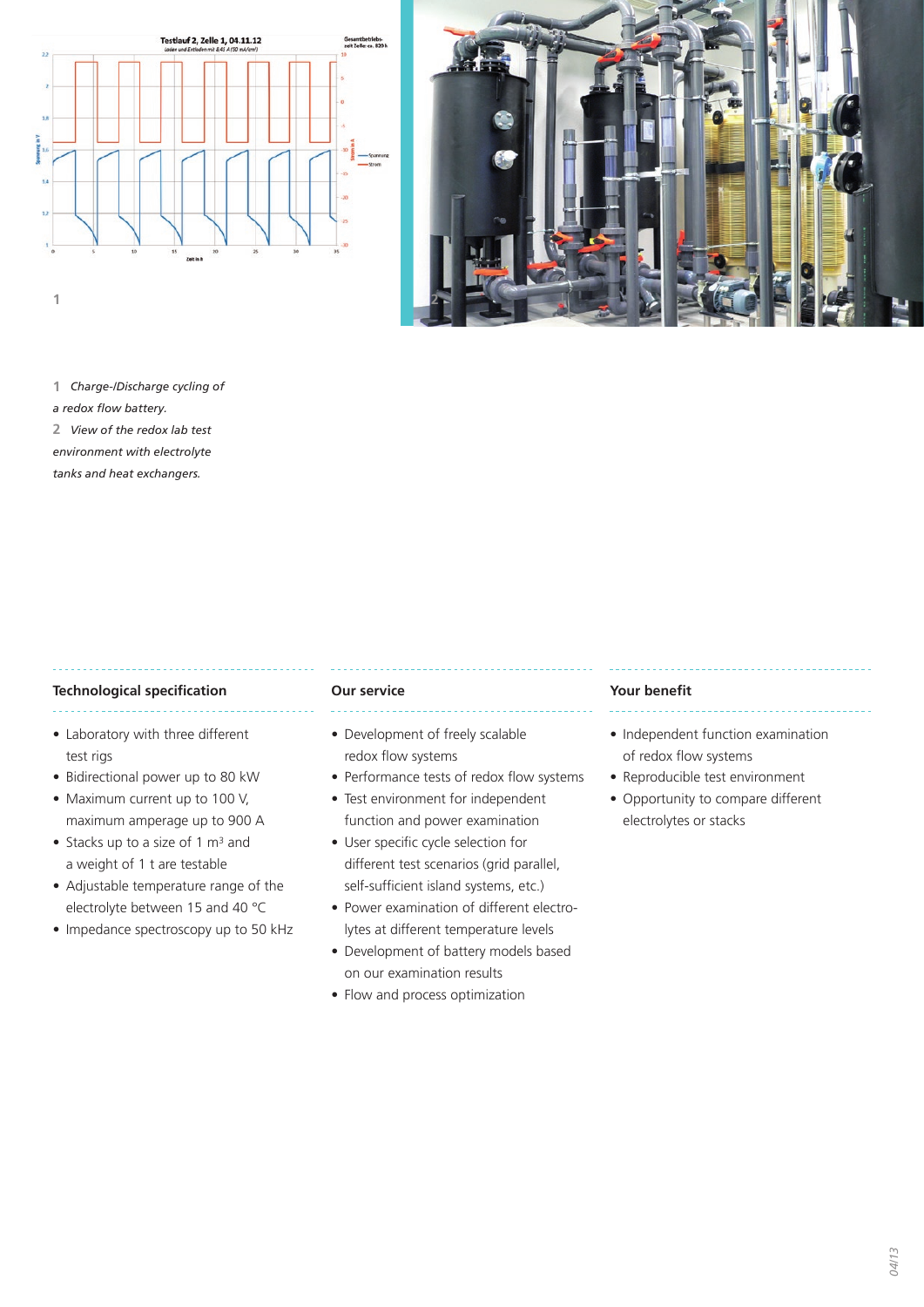Testlauf 2, Zelle 1, 04.11.12

Laden und Entladen mit 8,45 A (50 mA/cm²)

Gesamtbetriebszeit Zelle: ca. 820 h

Spannung in V

Strom in A

Zeit in h

Spannung

Strom

1

2

1 Charge-/Discharge cycling of a redox flow battery.

2 View of the redox lab test environment with electrolyte tanks and heat exchangers.

## Technological specification

- Laboratory with three different test rigs
- Bidirectional power up to 80 kW
- Maximum current up to 100 V, maximum amperage up to 900 A
- Stacks up to a size of 1 m³ and a weight of 1 t are testable
- Adjustable temperature range of the electrolyte between 15 and 40 °C
- Impedance spectroscopy up to 50 kHz

## Our service

- Development of freely scalable redox flow systems
- Performance tests of redox flow systems
- Test environment for independent function and power examination
- User specific cycle selection for different test scenarios (grid parallel, self-sufficient island systems, etc.)
- Power examination of different electrolytes at different temperature levels
- Development of battery models based on our examination results
- Flow and process optimization

## Your benefit

- Independent function examination of redox flow systems
- Reproducible test environment
- Opportunity to compare different electrolytes or stacks

04/13